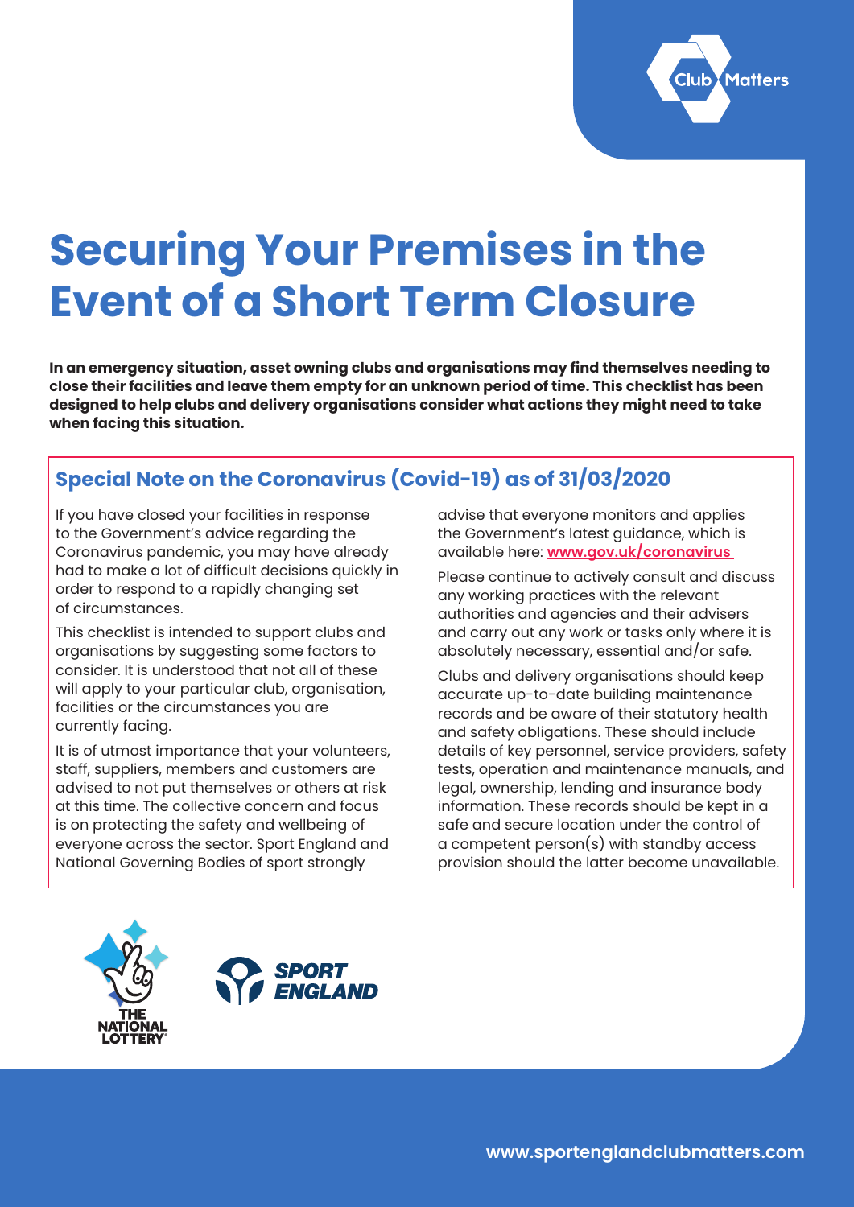# Securing Your Premises in the Event of a Short Term Closure

**In an emergency situation, asset owning clubs and organisations may find themselves needing to close their facilities and leave them empty for an unknown period of time. This checklist has been designed to help clubs and delivery organisations consider what actions they might need to take when facing this situation.**

## Special Note on the Coronavirus (Covid-19) as of 31/03/2020

If you have closed your facilities in response to the Government's advice regarding the Coronavirus pandemic, you may have already had to make a lot of difficult decisions quickly in order to respond to a rapidly changing set of circumstances.

This checklist is intended to support clubs and organisations by suggesting some factors to consider. It is understood that not all of these will apply to your particular club, organisation, facilities or the circumstances you are currently facing.

It is of utmost importance that your volunteers, staff, suppliers, members and customers are advised to not put themselves or others at risk at this time. The collective concern and focus is on protecting the safety and wellbeing of everyone across the sector. Sport England and National Governing Bodies of sport strongly advise that everyone monitors and applies the Government's latest guidance, which is available here: **www.gov.uk/coronavirus**

Please continue to actively consult and discuss any working practices with the relevant authorities and agencies and their advisers and carry out any work or tasks only where it is absolutely necessary, essential and/or safe.

Clubs and delivery organisations should keep accurate up-to-date building maintenance records and be aware of their statutory health and safety obligations. These should include details of key personnel, service providers, safety tests, operation and maintenance manuals, and legal, ownership, lending and insurance body information. These records should be kept in a safe and secure location under the control of a competent person(s) with standby access provision should the latter become unavailable.

www.sportenglandclubmatters.com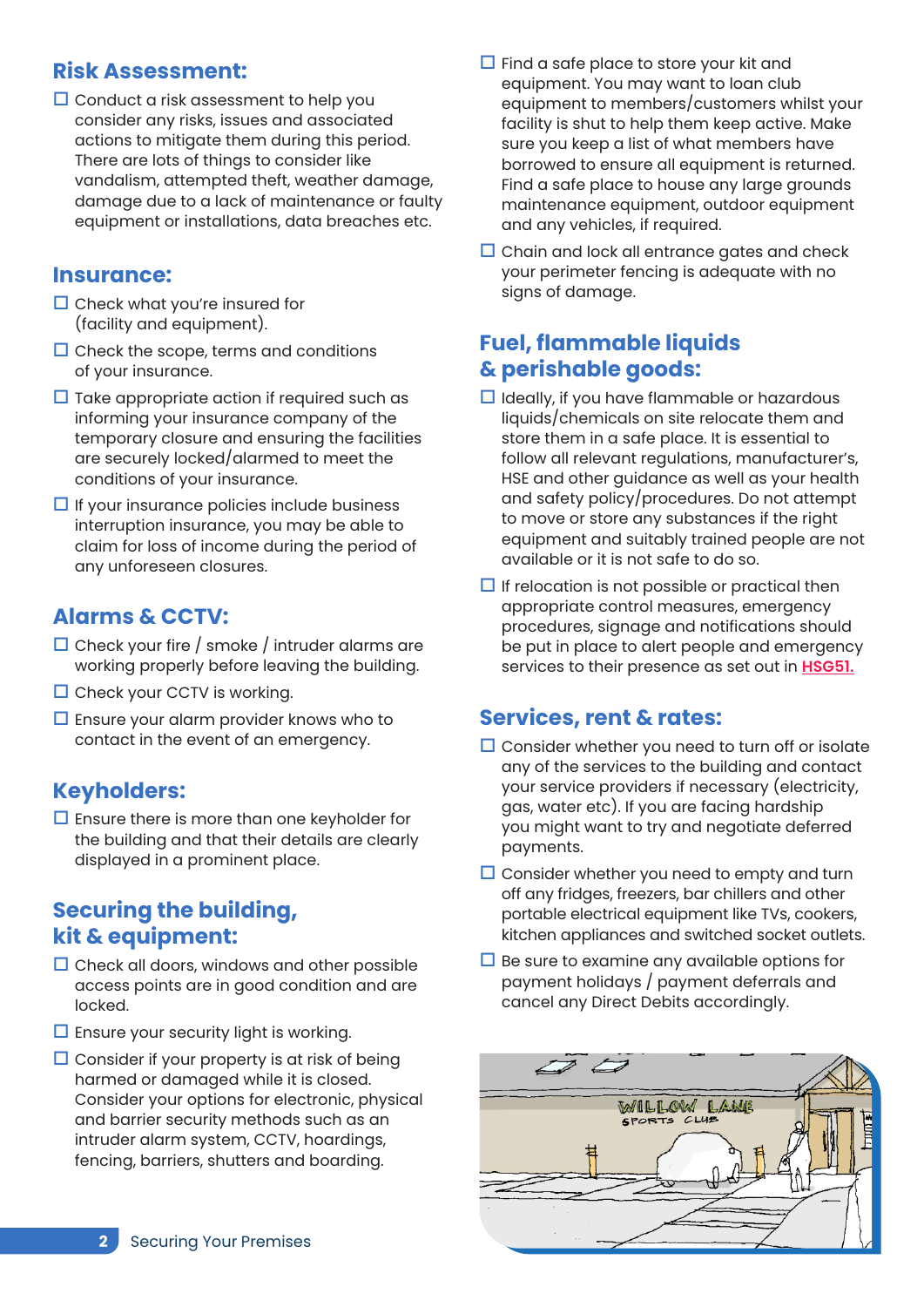## Risk Assessment:

- ☐ Conduct a risk assessment to help you consider any risks, issues and associated actions to mitigate them during this period. There are lots of things to consider like vandalism, attempted theft, weather damage, damage due to a lack of maintenance or faulty equipment or installations, data breaches etc.

## Insurance:

- ☐ Check what you're insured for (facility and equipment).
- ☐ Check the scope, terms and conditions of your insurance.
- ☐ Take appropriate action if required such as informing your insurance company of the temporary closure and ensuring the facilities are securely locked/alarmed to meet the conditions of your insurance.
- ☐ If your insurance policies include business interruption insurance, you may be able to claim for loss of income during the period of any unforeseen closures.

## Alarms & CCTV:

- ☐ Check your fire / smoke / intruder alarms are working properly before leaving the building.
- ☐ Check your CCTV is working.
- ☐ Ensure your alarm provider knows who to contact in the event of an emergency.

## Keyholders:

- ☐ Ensure there is more than one keyholder for the building and that their details are clearly displayed in a prominent place.

## Securing the building, kit & equipment:

- ☐ Check all doors, windows and other possible access points are in good condition and are locked.
- ☐ Ensure your security light is working.
- ☐ Consider if your property is at risk of being harmed or damaged while it is closed. Consider your options for electronic, physical and barrier security methods such as an intruder alarm system, CCTV, hoardings, fencing, barriers, shutters and boarding.
- ☐ Find a safe place to store your kit and equipment. You may want to loan club equipment to members/customers whilst your facility is shut to help them keep active. Make sure you keep a list of what members have borrowed to ensure all equipment is returned. Find a safe place to house any large grounds maintenance equipment, outdoor equipment and any vehicles, if required.
- ☐ Chain and lock all entrance gates and check your perimeter fencing is adequate with no signs of damage.

## Fuel, flammable liquids & perishable goods:

- ☐ Ideally, if you have flammable or hazardous liquids/chemicals on site relocate them and store them in a safe place. It is essential to follow all relevant regulations, manufacturer's, HSE and other guidance as well as your health and safety policy/procedures. Do not attempt to move or store any substances if the right equipment and suitably trained people are not available or it is not safe to do so.
- ☐ If relocation is not possible or practical then appropriate control measures, emergency procedures, signage and notifications should be put in place to alert people and emergency services to their presence as set out in **HSG51.**

## Services, rent & rates:

- ☐ Consider whether you need to turn off or isolate any of the services to the building and contact your service providers if necessary (electricity, gas, water etc). If you are facing hardship you might want to try and negotiate deferred payments.
- ☐ Consider whether you need to empty and turn off any fridges, freezers, bar chillers and other portable electrical equipment like TVs, cookers, kitchen appliances and switched socket outlets.
- ☐ Be sure to examine any available options for payment holidays / payment deferrals and cancel any Direct Debits accordingly.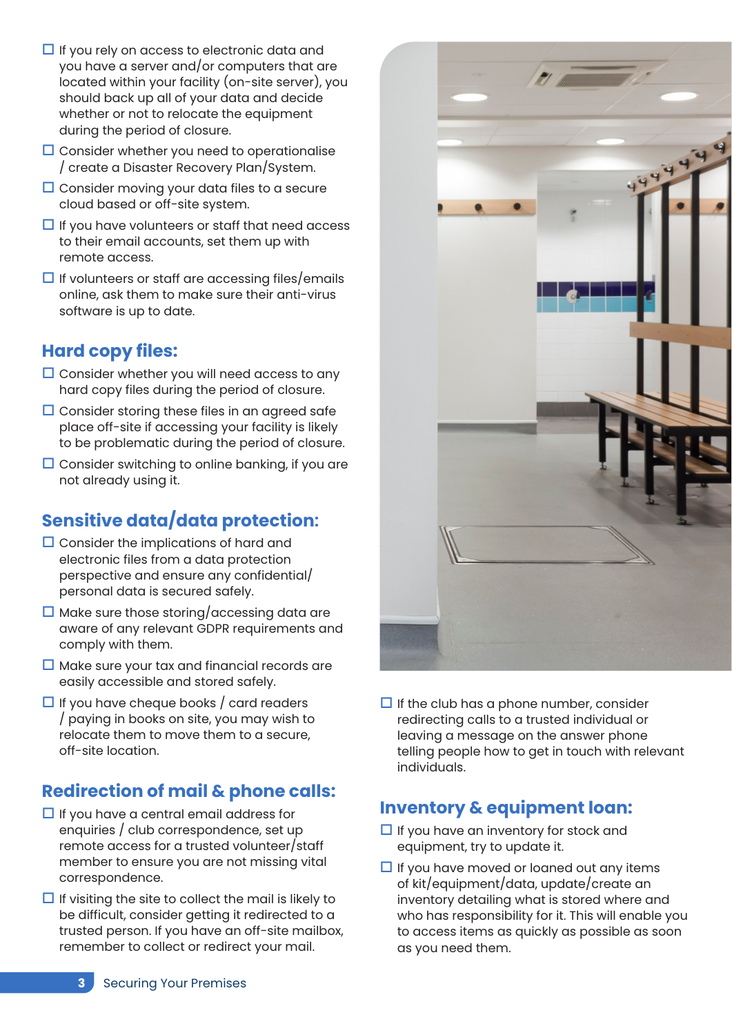- ☐ If you rely on access to electronic data and you have a server and/or computers that are located within your facility (on-site server), you should back up all of your data and decide whether or not to relocate the equipment during the period of closure.
- ☐ Consider whether you need to operationalise / create a Disaster Recovery Plan/System.
- ☐ Consider moving your data files to a secure cloud based or off-site system.
- ☐ If you have volunteers or staff that need access to their email accounts, set them up with remote access.
- ☐ If volunteers or staff are accessing files/emails online, ask them to make sure their anti-virus software is up to date.

## Hard copy files:

- ☐ Consider whether you will need access to any hard copy files during the period of closure.
- ☐ Consider storing these files in an agreed safe place off-site if accessing your facility is likely to be problematic during the period of closure.
- ☐ Consider switching to online banking, if you are not already using it.

## Sensitive data/data protection:

- ☐ Consider the implications of hard and electronic files from a data protection perspective and ensure any confidential/personal data is secured safely.
- ☐ Make sure those storing/accessing data are aware of any relevant GDPR requirements and comply with them.
- ☐ Make sure your tax and financial records are easily accessible and stored safely.
- ☐ If you have cheque books / card readers / paying in books on site, you may wish to relocate them to move them to a secure, off-site location.

## Redirection of mail & phone calls:

- ☐ If you have a central email address for enquiries / club correspondence, set up remote access for a trusted volunteer/staff member to ensure you are not missing vital correspondence.
- ☐ If visiting the site to collect the mail is likely to be difficult, consider getting it redirected to a trusted person. If you have an off-site mailbox, remember to collect or redirect your mail.
- ☐ If the club has a phone number, consider redirecting calls to a trusted individual or leaving a message on the answer phone telling people how to get in touch with relevant individuals.

## Inventory & equipment loan:

- ☐ If you have an inventory for stock and equipment, try to update it.
- ☐ If you have moved or loaned out any items of kit/equipment/data, update/create an inventory detailing what is stored where and who has responsibility for it. This will enable you to access items as quickly as possible as soon as you need them.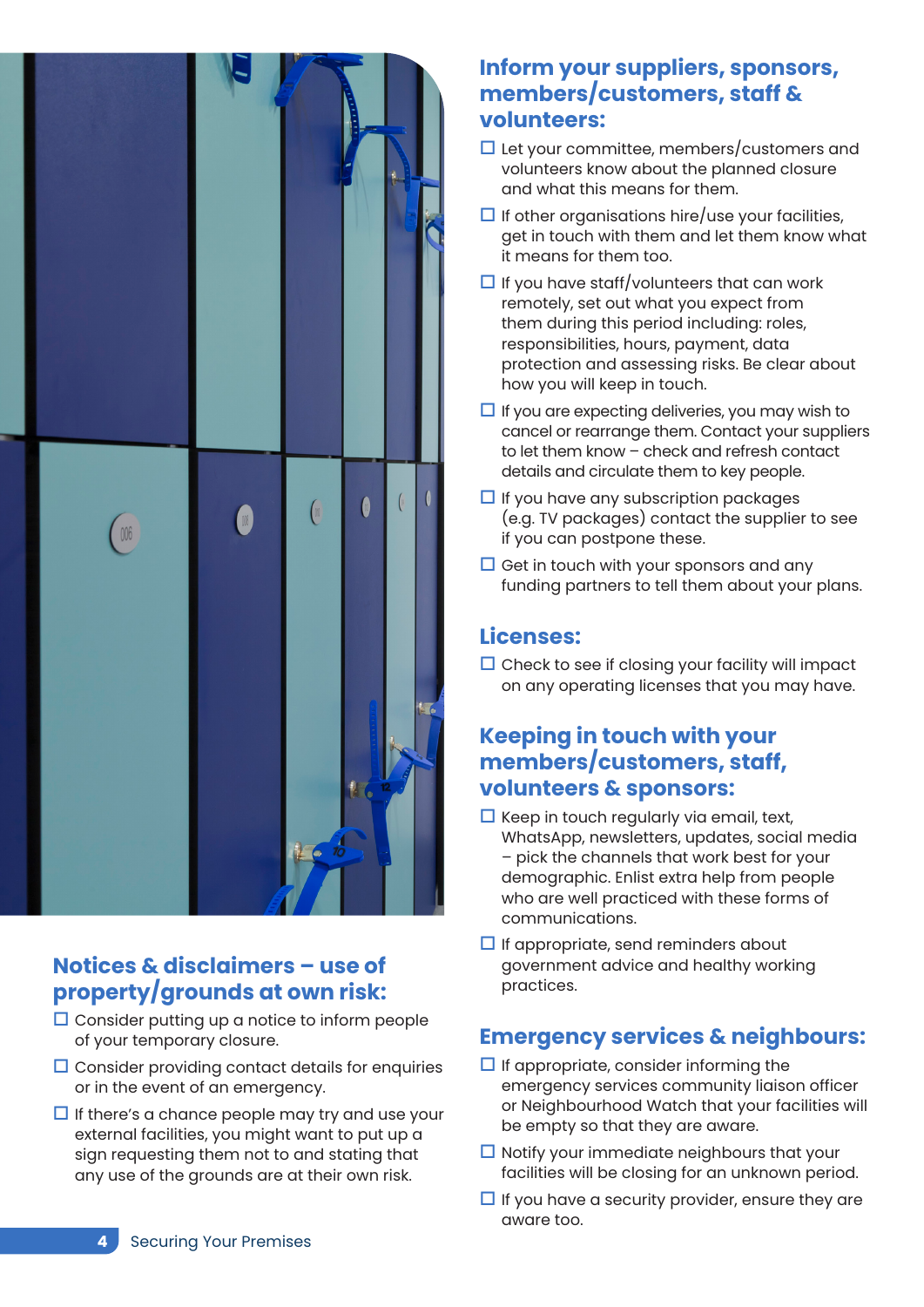## Notices & disclaimers – use of property/grounds at own risk:

- ☐ Consider putting up a notice to inform people of your temporary closure.
- ☐ Consider providing contact details for enquiries or in the event of an emergency.
- ☐ If there's a chance people may try and use your external facilities, you might want to put up a sign requesting them not to and stating that any use of the grounds are at their own risk.

## Inform your suppliers, sponsors, members/customers, staff & volunteers:

- ☐ Let your committee, members/customers and volunteers know about the planned closure and what this means for them.
- ☐ If other organisations hire/use your facilities, get in touch with them and let them know what it means for them too.
- ☐ If you have staff/volunteers that can work remotely, set out what you expect from them during this period including: roles, responsibilities, hours, payment, data protection and assessing risks. Be clear about how you will keep in touch.
- ☐ If you are expecting deliveries, you may wish to cancel or rearrange them. Contact your suppliers to let them know – check and refresh contact details and circulate them to key people.
- ☐ If you have any subscription packages (e.g. TV packages) contact the supplier to see if you can postpone these.
- ☐ Get in touch with your sponsors and any funding partners to tell them about your plans.

## Licenses:

- ☐ Check to see if closing your facility will impact on any operating licenses that you may have.

## Keeping in touch with your members/customers, staff, volunteers & sponsors:

- ☐ Keep in touch regularly via email, text, WhatsApp, newsletters, updates, social media – pick the channels that work best for your demographic. Enlist extra help from people who are well practiced with these forms of communications.
- ☐ If appropriate, send reminders about government advice and healthy working practices.

## Emergency services & neighbours:

- ☐ If appropriate, consider informing the emergency services community liaison officer or Neighbourhood Watch that your facilities will be empty so that they are aware.
- ☐ Notify your immediate neighbours that your facilities will be closing for an unknown period.
- ☐ If you have a security provider, ensure they are aware too.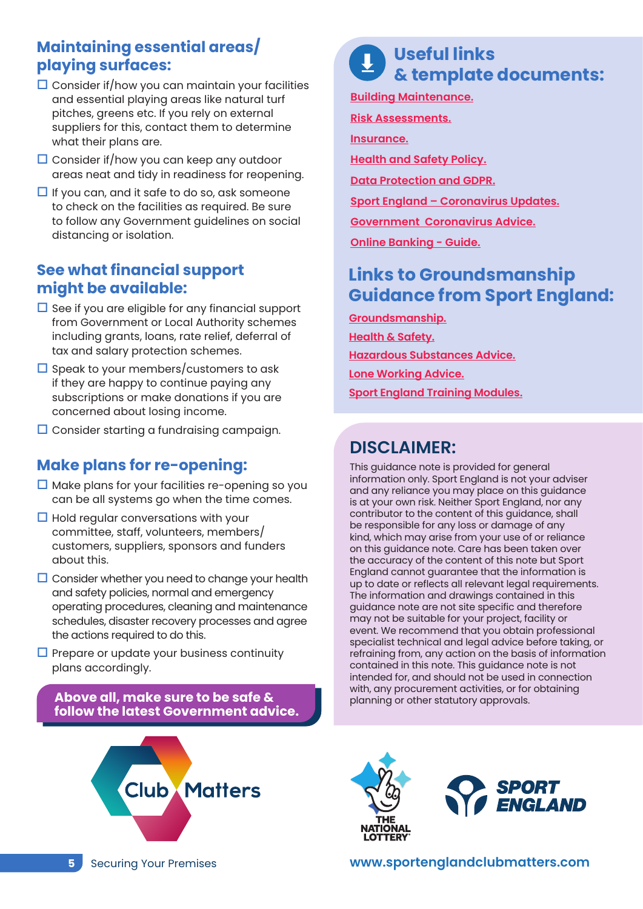## Maintaining essential areas/ playing surfaces:

- ☐ Consider if/how you can maintain your facilities and essential playing areas like natural turf pitches, greens etc. If you rely on external suppliers for this, contact them to determine what their plans are.
- ☐ Consider if/how you can keep any outdoor areas neat and tidy in readiness for reopening.
- ☐ If you can, and it safe to do so, ask someone to check on the facilities as required. Be sure to follow any Government guidelines on social distancing or isolation.

## See what financial support might be available:

- ☐ See if you are eligible for any financial support from Government or Local Authority schemes including grants, loans, rate relief, deferral of tax and salary protection schemes.
- ☐ Speak to your members/customers to ask if they are happy to continue paying any subscriptions or make donations if you are concerned about losing income.
- ☐ Consider starting a fundraising campaign.

## Make plans for re-opening:

- ☐ Make plans for your facilities re-opening so you can be all systems go when the time comes.
- ☐ Hold regular conversations with your committee, staff, volunteers, members/ customers, suppliers, sponsors and funders about this.
- ☐ Consider whether you need to change your health and safety policies, normal and emergency operating procedures, cleaning and maintenance schedules, disaster recovery processes and agree the actions required to do this.
- ☐ Prepare or update your business continuity plans accordingly.

**Above all, make sure to be safe & follow the latest Government advice.**

Club Matters

## Useful links & template documents:

Building Maintenance.

Risk Assessments.

Insurance.

Health and Safety Policy.

Data Protection and GDPR.

Sport England – Coronavirus Updates.

Government Coronavirus Advice.

Online Banking - Guide.

## Links to Groundsmanship Guidance from Sport England:

Groundsmanship.

Health & Safety.

Hazardous Substances Advice.

Lone Working Advice.

Sport England Training Modules.

## DISCLAIMER:

This guidance note is provided for general information only. Sport England is not your adviser and any reliance you may place on this guidance is at your own risk. Neither Sport England, nor any contributor to the content of this guidance, shall be responsible for any loss or damage of any kind, which may arise from your use of or reliance on this guidance note. Care has been taken over the accuracy of the content of this note but Sport England cannot guarantee that the information is up to date or reflects all relevant legal requirements. The information and drawings contained in this guidance note are not site specific and therefore may not be suitable for your project, facility or event. We recommend that you obtain professional specialist technical and legal advice before taking, or refraining from, any action on the basis of information contained in this note. This guidance note is not intended for, and should not be used in connection with, any procurement activities, or for obtaining planning or other statutory approvals.

THE NATIONAL LOTTERY

SPORT ENGLAND

www.sportenglandclubmatters.com